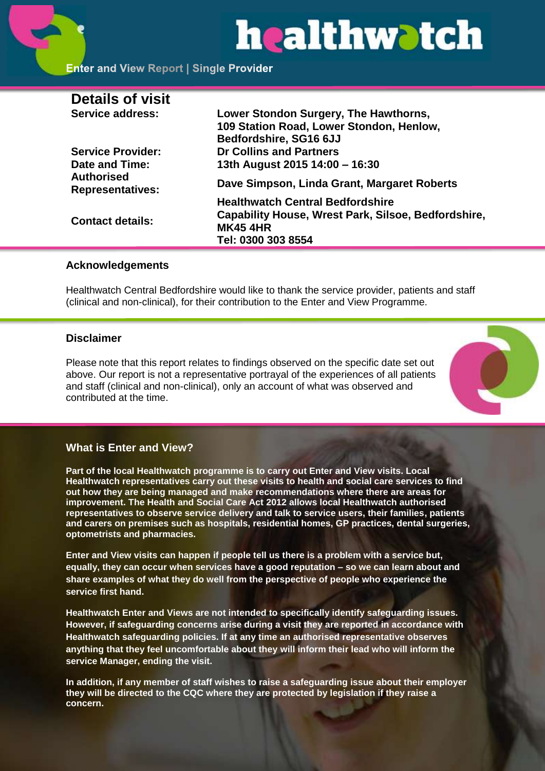# healthwatch

Enter and View Report | Single Provider

## Details of visit

| | |
|---|---|
| **Service address:** | **Lower Stondon Surgery, The Hawthorns, 109 Station Road, Lower Stondon, Henlow, Bedfordshire, SG16 6JJ** |
| **Service Provider:** | **Dr Collins and Partners** |
| **Date and Time:** | **13th August 2015 14:00 – 16:30** |
| **Authorised Representatives:** | **Dave Simpson, Linda Grant, Margaret Roberts** |
| **Contact details:** | **Healthwatch Central Bedfordshire Capability House, Wrest Park, Silsoe, Bedfordshire, MK45 4HR Tel: 0300 303 8554** |

### Acknowledgements

Healthwatch Central Bedfordshire would like to thank the service provider, patients and staff (clinical and non-clinical), for their contribution to the Enter and View Programme.

### Disclaimer

Please note that this report relates to findings observed on the specific date set out above. Our report is not a representative portrayal of the experiences of all patients and staff (clinical and non-clinical), only an account of what was observed and contributed at the time.

### What is Enter and View?

**Part of the local Healthwatch programme is to carry out Enter and View visits. Local Healthwatch representatives carry out these visits to health and social care services to find out how they are being managed and make recommendations where there are areas for improvement. The Health and Social Care Act 2012 allows local Healthwatch authorised representatives to observe service delivery and talk to service users, their families, patients and carers on premises such as hospitals, residential homes, GP practices, dental surgeries, optometrists and pharmacies.**

**Enter and View visits can happen if people tell us there is a problem with a service but, equally, they can occur when services have a good reputation – so we can learn about and share examples of what they do well from the perspective of people who experience the service first hand.**

**Healthwatch Enter and Views are not intended to specifically identify safeguarding issues. However, if safeguarding concerns arise during a visit they are reported in accordance with Healthwatch safeguarding policies. If at any time an authorised representative observes anything that they feel uncomfortable about they will inform their lead who will inform the service Manager, ending the visit.**

**In addition, if any member of staff wishes to raise a safeguarding issue about their employer they will be directed to the CQC where they are protected by legislation if they raise a concern.**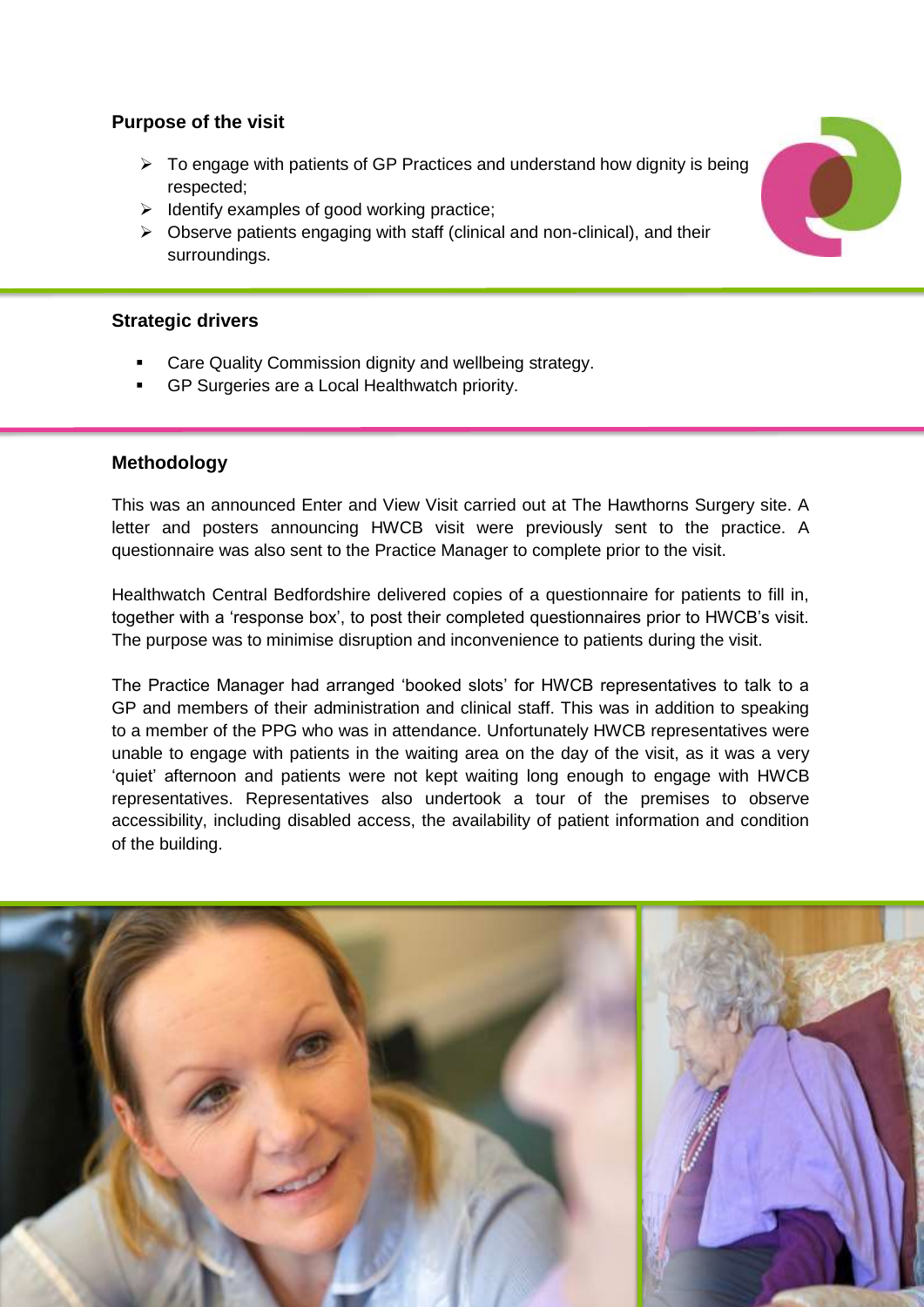## Purpose of the visit

- To engage with patients of GP Practices and understand how dignity is being respected;
- Identify examples of good working practice;
- Observe patients engaging with staff (clinical and non-clinical), and their surroundings.

## Strategic drivers

- Care Quality Commission dignity and wellbeing strategy.
- GP Surgeries are a Local Healthwatch priority.

## Methodology

This was an announced Enter and View Visit carried out at The Hawthorns Surgery site. A letter and posters announcing HWCB visit were previously sent to the practice. A questionnaire was also sent to the Practice Manager to complete prior to the visit.

Healthwatch Central Bedfordshire delivered copies of a questionnaire for patients to fill in, together with a 'response box', to post their completed questionnaires prior to HWCB's visit. The purpose was to minimise disruption and inconvenience to patients during the visit.

The Practice Manager had arranged 'booked slots' for HWCB representatives to talk to a GP and members of their administration and clinical staff. This was in addition to speaking to a member of the PPG who was in attendance. Unfortunately HWCB representatives were unable to engage with patients in the waiting area on the day of the visit, as it was a very 'quiet' afternoon and patients were not kept waiting long enough to engage with HWCB representatives. Representatives also undertook a tour of the premises to observe accessibility, including disabled access, the availability of patient information and condition of the building.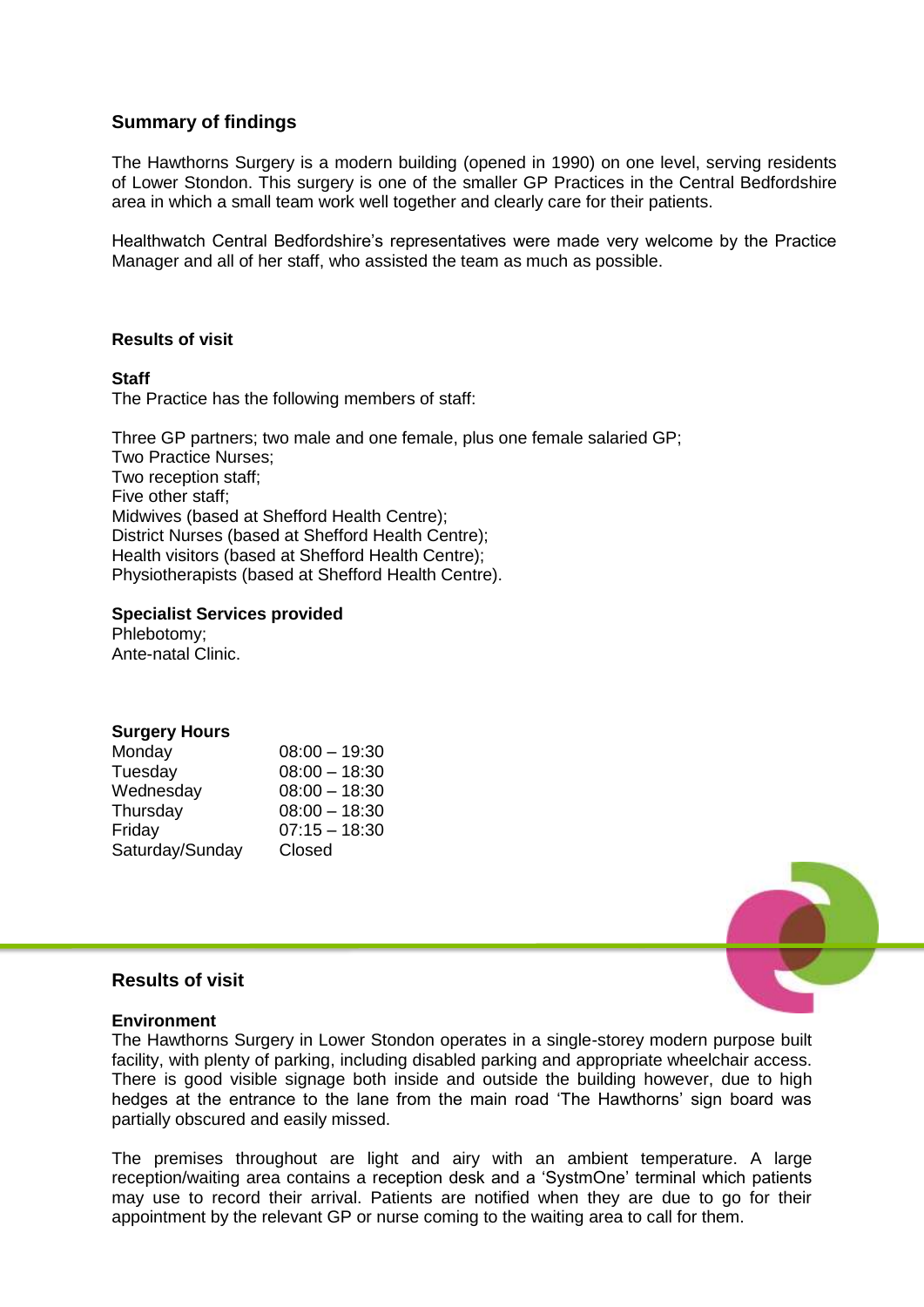## Summary of findings

The Hawthorns Surgery is a modern building (opened in 1990) on one level, serving residents of Lower Stondon. This surgery is one of the smaller GP Practices in the Central Bedfordshire area in which a small team work well together and clearly care for their patients.

Healthwatch Central Bedfordshire's representatives were made very welcome by the Practice Manager and all of her staff, who assisted the team as much as possible.

### Results of visit

**Staff**

The Practice has the following members of staff:

Three GP partners; two male and one female, plus one female salaried GP;
Two Practice Nurses;
Two reception staff;
Five other staff;
Midwives (based at Shefford Health Centre);
District Nurses (based at Shefford Health Centre);
Health visitors (based at Shefford Health Centre);
Physiotherapists (based at Shefford Health Centre).

**Specialist Services provided**

Phlebotomy;
Ante-natal Clinic.

**Surgery Hours**

| | |
|---|---|
| Monday | 08:00 – 19:30 |
| Tuesday | 08:00 – 18:30 |
| Wednesday | 08:00 – 18:30 |
| Thursday | 08:00 – 18:30 |
| Friday | 07:15 – 18:30 |
| Saturday/Sunday | Closed |

## Results of visit

**Environment**

The Hawthorns Surgery in Lower Stondon operates in a single-storey modern purpose built facility, with plenty of parking, including disabled parking and appropriate wheelchair access. There is good visible signage both inside and outside the building however, due to high hedges at the entrance to the lane from the main road 'The Hawthorns' sign board was partially obscured and easily missed.

The premises throughout are light and airy with an ambient temperature. A large reception/waiting area contains a reception desk and a 'SystmOne' terminal which patients may use to record their arrival. Patients are notified when they are due to go for their appointment by the relevant GP or nurse coming to the waiting area to call for them.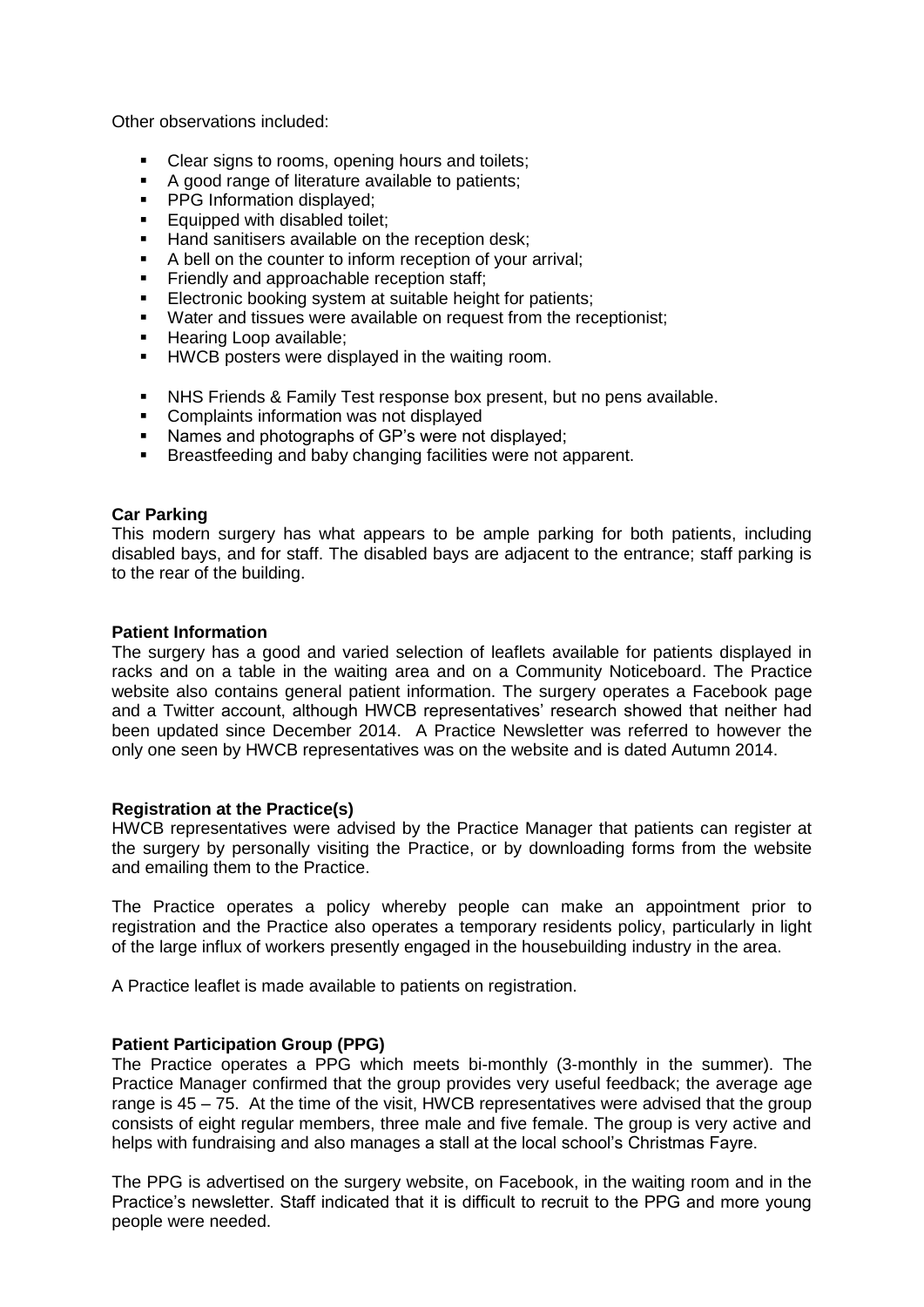Other observations included:

- Clear signs to rooms, opening hours and toilets;
- A good range of literature available to patients;
- PPG Information displayed;
- Equipped with disabled toilet;
- Hand sanitisers available on the reception desk;
- A bell on the counter to inform reception of your arrival;
- Friendly and approachable reception staff;
- Electronic booking system at suitable height for patients;
- Water and tissues were available on request from the receptionist;
- Hearing Loop available;
- HWCB posters were displayed in the waiting room.

- NHS Friends & Family Test response box present, but no pens available.
- Complaints information was not displayed
- Names and photographs of GP's were not displayed;
- Breastfeeding and baby changing facilities were not apparent.

**Car Parking**
This modern surgery has what appears to be ample parking for both patients, including disabled bays, and for staff. The disabled bays are adjacent to the entrance; staff parking is to the rear of the building.

**Patient Information**
The surgery has a good and varied selection of leaflets available for patients displayed in racks and on a table in the waiting area and on a Community Noticeboard. The Practice website also contains general patient information. The surgery operates a Facebook page and a Twitter account, although HWCB representatives' research showed that neither had been updated since December 2014. A Practice Newsletter was referred to however the only one seen by HWCB representatives was on the website and is dated Autumn 2014.

**Registration at the Practice(s)**
HWCB representatives were advised by the Practice Manager that patients can register at the surgery by personally visiting the Practice, or by downloading forms from the website and emailing them to the Practice.

The Practice operates a policy whereby people can make an appointment prior to registration and the Practice also operates a temporary residents policy, particularly in light of the large influx of workers presently engaged in the housebuilding industry in the area.

A Practice leaflet is made available to patients on registration.

**Patient Participation Group (PPG)**
The Practice operates a PPG which meets bi-monthly (3-monthly in the summer). The Practice Manager confirmed that the group provides very useful feedback; the average age range is 45 – 75. At the time of the visit, HWCB representatives were advised that the group consists of eight regular members, three male and five female. The group is very active and helps with fundraising and also manages a stall at the local school's Christmas Fayre.

The PPG is advertised on the surgery website, on Facebook, in the waiting room and in the Practice's newsletter. Staff indicated that it is difficult to recruit to the PPG and more young people were needed.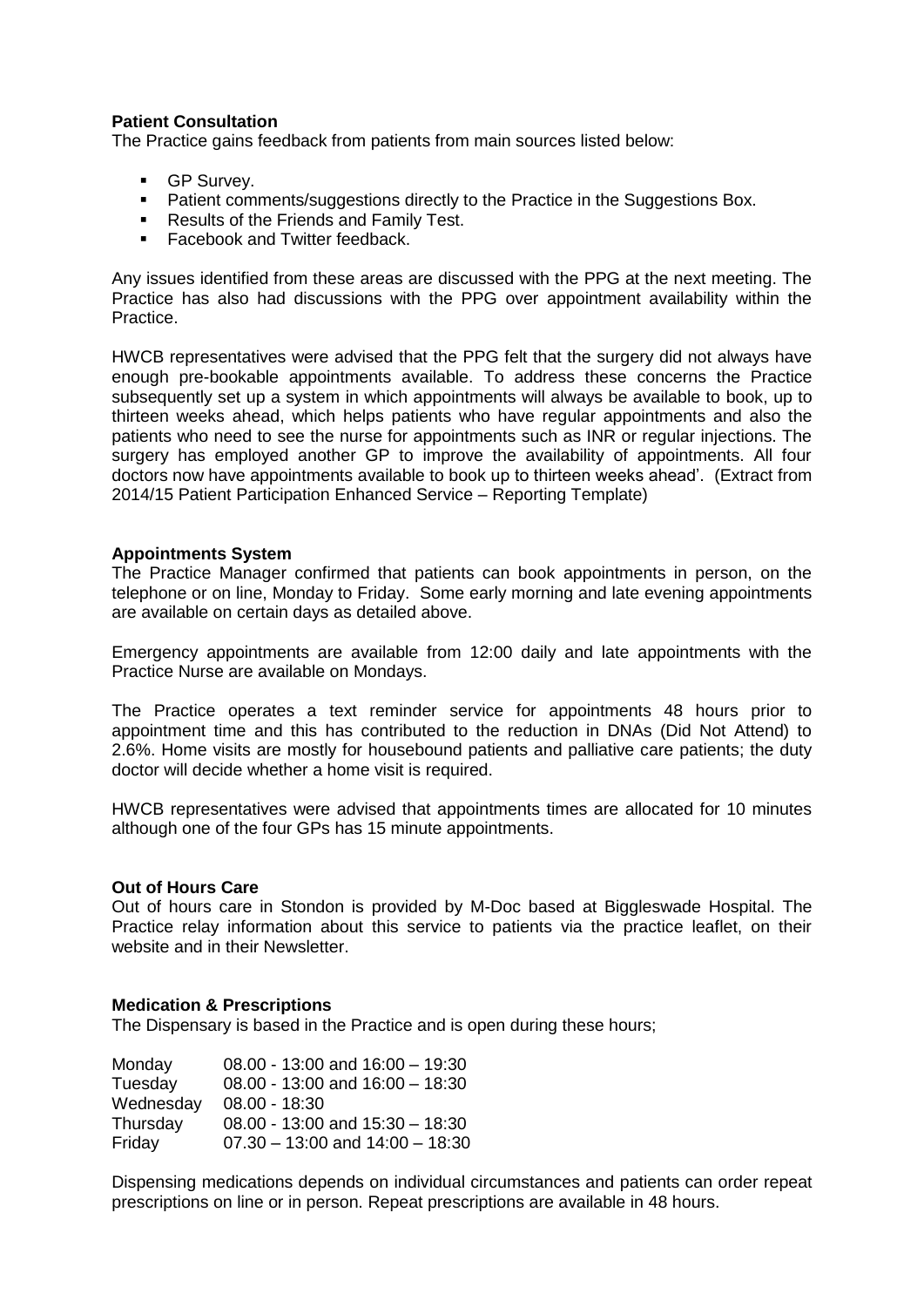**Patient Consultation**

The Practice gains feedback from patients from main sources listed below:

- GP Survey.
- Patient comments/suggestions directly to the Practice in the Suggestions Box.
- Results of the Friends and Family Test.
- Facebook and Twitter feedback.

Any issues identified from these areas are discussed with the PPG at the next meeting. The Practice has also had discussions with the PPG over appointment availability within the Practice.

HWCB representatives were advised that the PPG felt that the surgery did not always have enough pre-bookable appointments available. To address these concerns the Practice subsequently set up a system in which appointments will always be available to book, up to thirteen weeks ahead, which helps patients who have regular appointments and also the patients who need to see the nurse for appointments such as INR or regular injections. The surgery has employed another GP to improve the availability of appointments. All four doctors now have appointments available to book up to thirteen weeks ahead'. (Extract from 2014/15 Patient Participation Enhanced Service – Reporting Template)

**Appointments System**

The Practice Manager confirmed that patients can book appointments in person, on the telephone or on line, Monday to Friday. Some early morning and late evening appointments are available on certain days as detailed above.

Emergency appointments are available from 12:00 daily and late appointments with the Practice Nurse are available on Mondays.

The Practice operates a text reminder service for appointments 48 hours prior to appointment time and this has contributed to the reduction in DNAs (Did Not Attend) to 2.6%. Home visits are mostly for housebound patients and palliative care patients; the duty doctor will decide whether a home visit is required.

HWCB representatives were advised that appointments times are allocated for 10 minutes although one of the four GPs has 15 minute appointments.

**Out of Hours Care**

Out of hours care in Stondon is provided by M-Doc based at Biggleswade Hospital. The Practice relay information about this service to patients via the practice leaflet, on their website and in their Newsletter.

**Medication & Prescriptions**

The Dispensary is based in the Practice and is open during these hours;

| | |
|---|---|
| Monday | 08.00 - 13:00 and 16:00 – 19:30 |
| Tuesday | 08.00 - 13:00 and 16:00 – 18:30 |
| Wednesday | 08.00 - 18:30 |
| Thursday | 08.00 - 13:00 and 15:30 – 18:30 |
| Friday | 07.30 – 13:00 and 14:00 – 18:30 |

Dispensing medications depends on individual circumstances and patients can order repeat prescriptions on line or in person. Repeat prescriptions are available in 48 hours.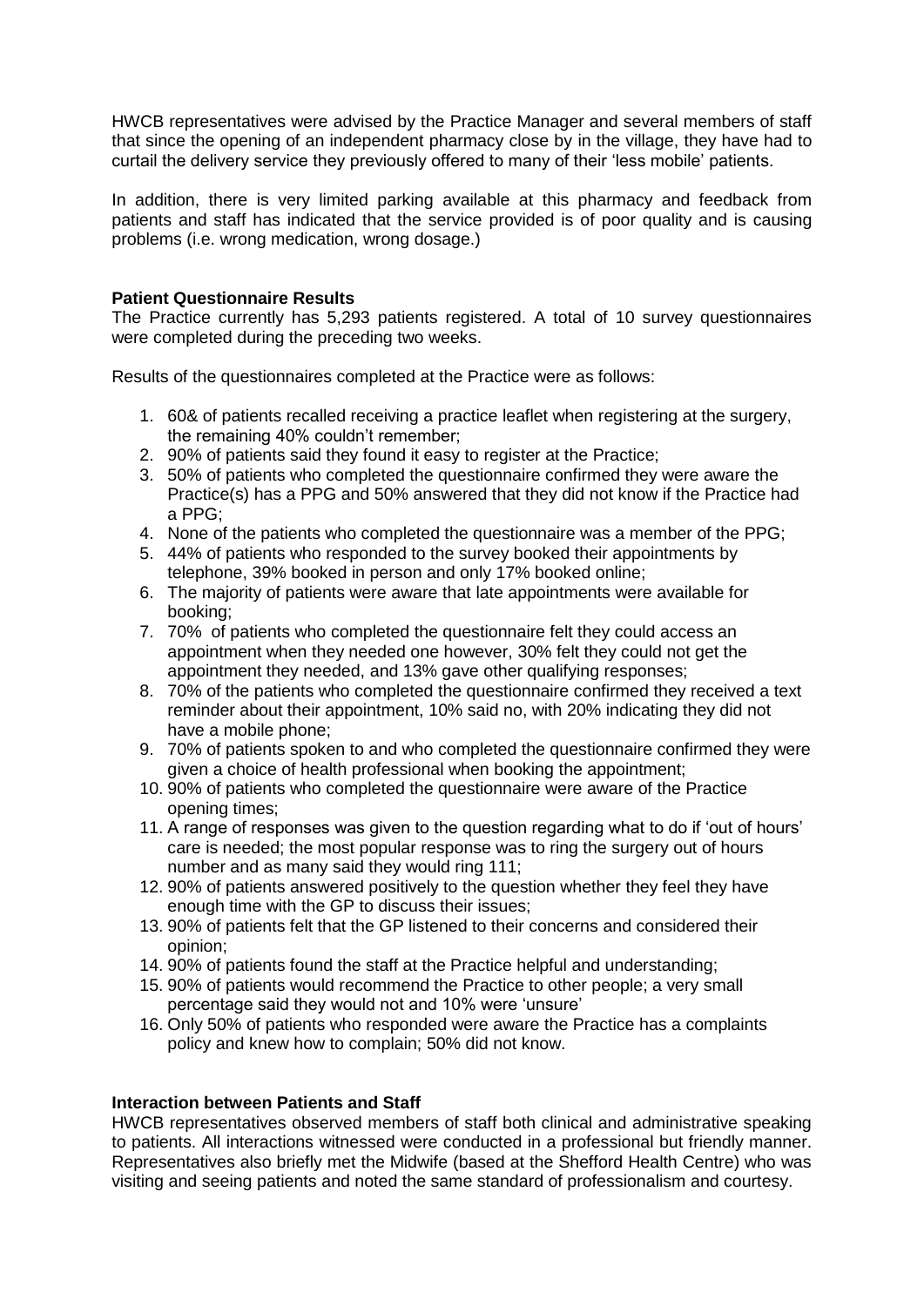HWCB representatives were advised by the Practice Manager and several members of staff that since the opening of an independent pharmacy close by in the village, they have had to curtail the delivery service they previously offered to many of their 'less mobile' patients.

In addition, there is very limited parking available at this pharmacy and feedback from patients and staff has indicated that the service provided is of poor quality and is causing problems (i.e. wrong medication, wrong dosage.)

**Patient Questionnaire Results**
The Practice currently has 5,293 patients registered. A total of 10 survey questionnaires were completed during the preceding two weeks.

Results of the questionnaires completed at the Practice were as follows:

1. 60& of patients recalled receiving a practice leaflet when registering at the surgery, the remaining 40% couldn't remember;
2. 90% of patients said they found it easy to register at the Practice;
3. 50% of patients who completed the questionnaire confirmed they were aware the Practice(s) has a PPG and 50% answered that they did not know if the Practice had a PPG;
4. None of the patients who completed the questionnaire was a member of the PPG;
5. 44% of patients who responded to the survey booked their appointments by telephone, 39% booked in person and only 17% booked online;
6. The majority of patients were aware that late appointments were available for booking;
7. 70% of patients who completed the questionnaire felt they could access an appointment when they needed one however, 30% felt they could not get the appointment they needed, and 13% gave other qualifying responses;
8. 70% of the patients who completed the questionnaire confirmed they received a text reminder about their appointment, 10% said no, with 20% indicating they did not have a mobile phone;
9. 70% of patients spoken to and who completed the questionnaire confirmed they were given a choice of health professional when booking the appointment;
10. 90% of patients who completed the questionnaire were aware of the Practice opening times;
11. A range of responses was given to the question regarding what to do if 'out of hours' care is needed; the most popular response was to ring the surgery out of hours number and as many said they would ring 111;
12. 90% of patients answered positively to the question whether they feel they have enough time with the GP to discuss their issues;
13. 90% of patients felt that the GP listened to their concerns and considered their opinion;
14. 90% of patients found the staff at the Practice helpful and understanding;
15. 90% of patients would recommend the Practice to other people; a very small percentage said they would not and 10% were 'unsure'
16. Only 50% of patients who responded were aware the Practice has a complaints policy and knew how to complain; 50% did not know.

**Interaction between Patients and Staff**
HWCB representatives observed members of staff both clinical and administrative speaking to patients. All interactions witnessed were conducted in a professional but friendly manner. Representatives also briefly met the Midwife (based at the Shefford Health Centre) who was visiting and seeing patients and noted the same standard of professionalism and courtesy.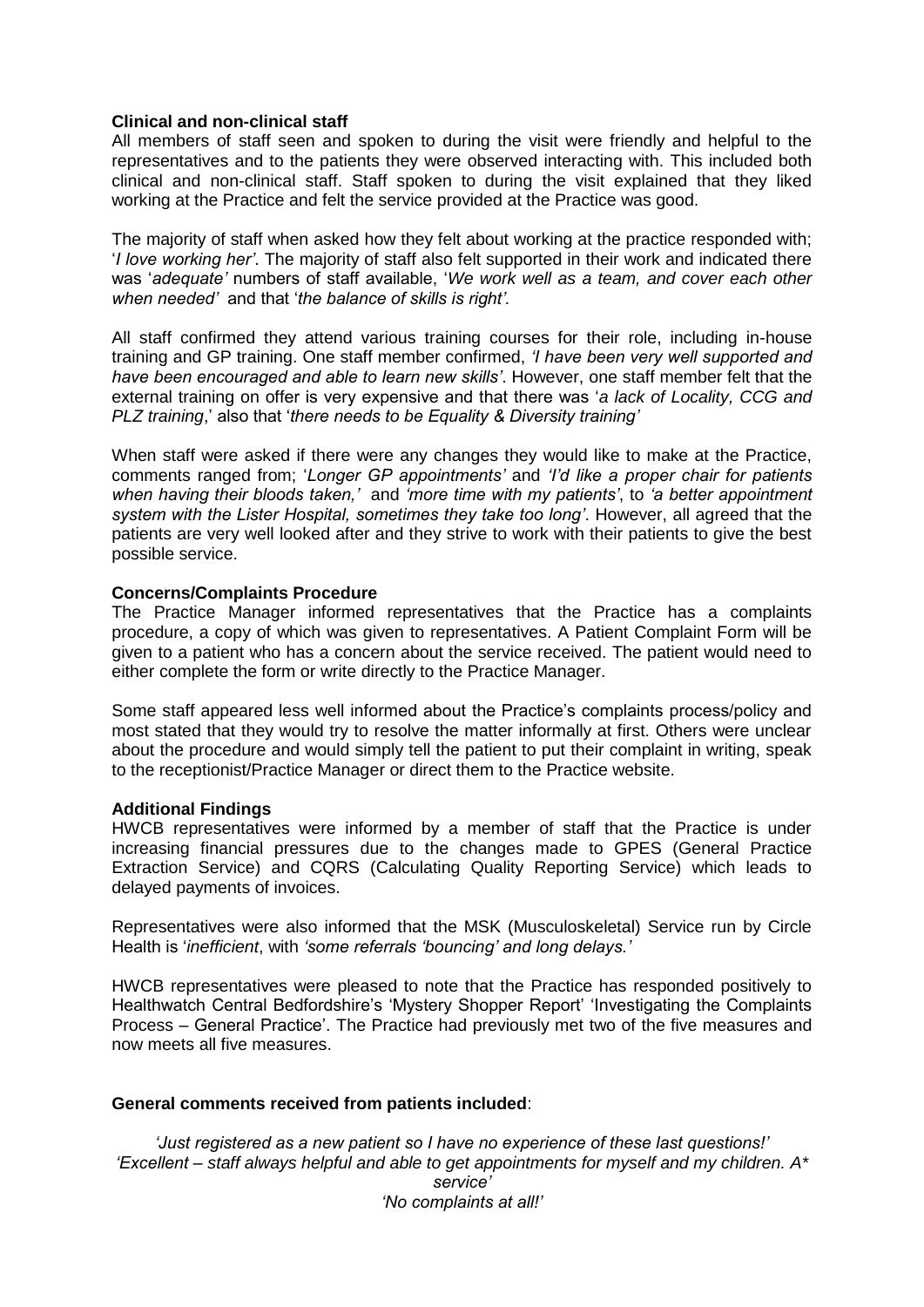**Clinical and non-clinical staff**

All members of staff seen and spoken to during the visit were friendly and helpful to the representatives and to the patients they were observed interacting with. This included both clinical and non-clinical staff. Staff spoken to during the visit explained that they liked working at the Practice and felt the service provided at the Practice was good.

The majority of staff when asked how they felt about working at the practice responded with; '*I love working her'*. The majority of staff also felt supported in their work and indicated there was '*adequate'* numbers of staff available, '*We work well as a team, and cover each other when needed'* and that '*the balance of skills is right'*.

All staff confirmed they attend various training courses for their role, including in-house training and GP training. One staff member confirmed, *'I have been very well supported and have been encouraged and able to learn new skills'*. However, one staff member felt that the external training on offer is very expensive and that there was '*a lack of Locality, CCG and PLZ training*,' also that '*there needs to be Equality & Diversity training'*

When staff were asked if there were any changes they would like to make at the Practice, comments ranged from; '*Longer GP appointments'* and *'I'd like a proper chair for patients when having their bloods taken,'* and *'more time with my patients'*, to *'a better appointment system with the Lister Hospital, sometimes they take too long'*. However, all agreed that the patients are very well looked after and they strive to work with their patients to give the best possible service.

**Concerns/Complaints Procedure**

The Practice Manager informed representatives that the Practice has a complaints procedure, a copy of which was given to representatives. A Patient Complaint Form will be given to a patient who has a concern about the service received. The patient would need to either complete the form or write directly to the Practice Manager.

Some staff appeared less well informed about the Practice's complaints process/policy and most stated that they would try to resolve the matter informally at first. Others were unclear about the procedure and would simply tell the patient to put their complaint in writing, speak to the receptionist/Practice Manager or direct them to the Practice website.

**Additional Findings**

HWCB representatives were informed by a member of staff that the Practice is under increasing financial pressures due to the changes made to GPES (General Practice Extraction Service) and CQRS (Calculating Quality Reporting Service) which leads to delayed payments of invoices.

Representatives were also informed that the MSK (Musculoskeletal) Service run by Circle Health is '*inefficient*, with *'some referrals 'bouncing' and long delays.'*

HWCB representatives were pleased to note that the Practice has responded positively to Healthwatch Central Bedfordshire's 'Mystery Shopper Report' 'Investigating the Complaints Process – General Practice'. The Practice had previously met two of the five measures and now meets all five measures.

**General comments received from patients included**:

*'Just registered as a new patient so I have no experience of these last questions!'*
*'Excellent – staff always helpful and able to get appointments for myself and my children. A* service'*
*'No complaints at all!'*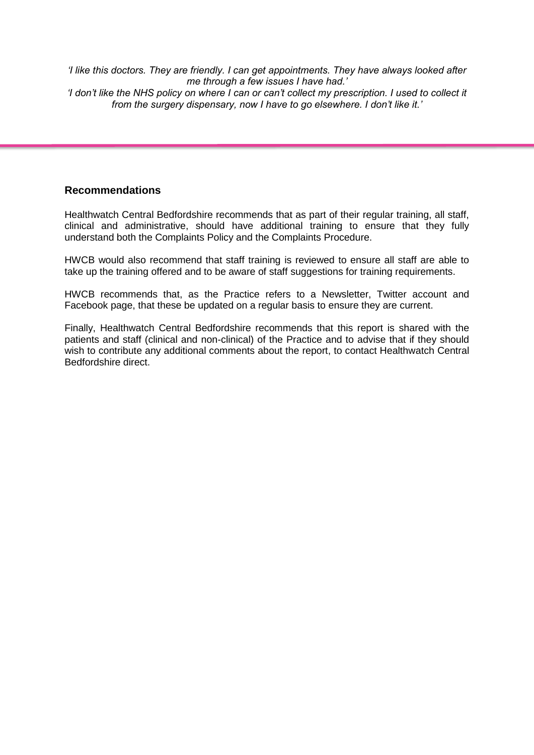*'I like this doctors. They are friendly. I can get appointments. They have always looked after me through a few issues I have had.'*

*'I don't like the NHS policy on where I can or can't collect my prescription. I used to collect it from the surgery dispensary, now I have to go elsewhere. I don't like it.'*

---

## Recommendations

Healthwatch Central Bedfordshire recommends that as part of their regular training, all staff, clinical and administrative, should have additional training to ensure that they fully understand both the Complaints Policy and the Complaints Procedure.

HWCB would also recommend that staff training is reviewed to ensure all staff are able to take up the training offered and to be aware of staff suggestions for training requirements.

HWCB recommends that, as the Practice refers to a Newsletter, Twitter account and Facebook page, that these be updated on a regular basis to ensure they are current.

Finally, Healthwatch Central Bedfordshire recommends that this report is shared with the patients and staff (clinical and non-clinical) of the Practice and to advise that if they should wish to contribute any additional comments about the report, to contact Healthwatch Central Bedfordshire direct.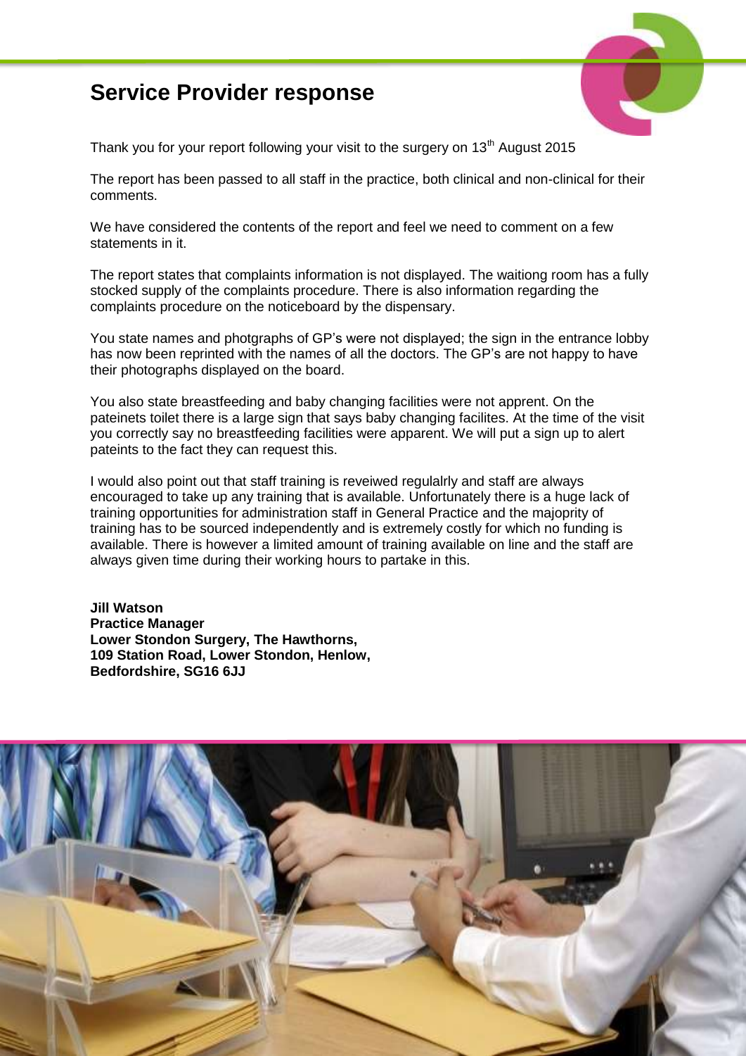# Service Provider response

Thank you for your report following your visit to the surgery on 13th August 2015

The report has been passed to all staff in the practice, both clinical and non-clinical for their comments.

We have considered the contents of the report and feel we need to comment on a few statements in it.

The report states that complaints information is not displayed. The waitiong room has a fully stocked supply of the complaints procedure. There is also information regarding the complaints procedure on the noticeboard by the dispensary.

You state names and photgraphs of GP's were not displayed; the sign in the entrance lobby has now been reprinted with the names of all the doctors. The GP's are not happy to have their photographs displayed on the board.

You also state breastfeeding and baby changing facilities were not apprent. On the pateinets toilet there is a large sign that says baby changing facilites. At the time of the visit you correctly say no breastfeeding facilities were apparent. We will put a sign up to alert pateints to the fact they can request this.

I would also point out that staff training is reveiwed regulalrly and staff are always encouraged to take up any training that is available. Unfortunately there is a huge lack of training opportunities for administration staff in General Practice and the majoprity of training has to be sourced independently and is extremely costly for which no funding is available. There is however a limited amount of training available on line and the staff are always given time during their working hours to partake in this.

**Jill Watson**
**Practice Manager**
**Lower Stondon Surgery, The Hawthorns,**
**109 Station Road, Lower Stondon, Henlow,**
**Bedfordshire, SG16 6JJ**